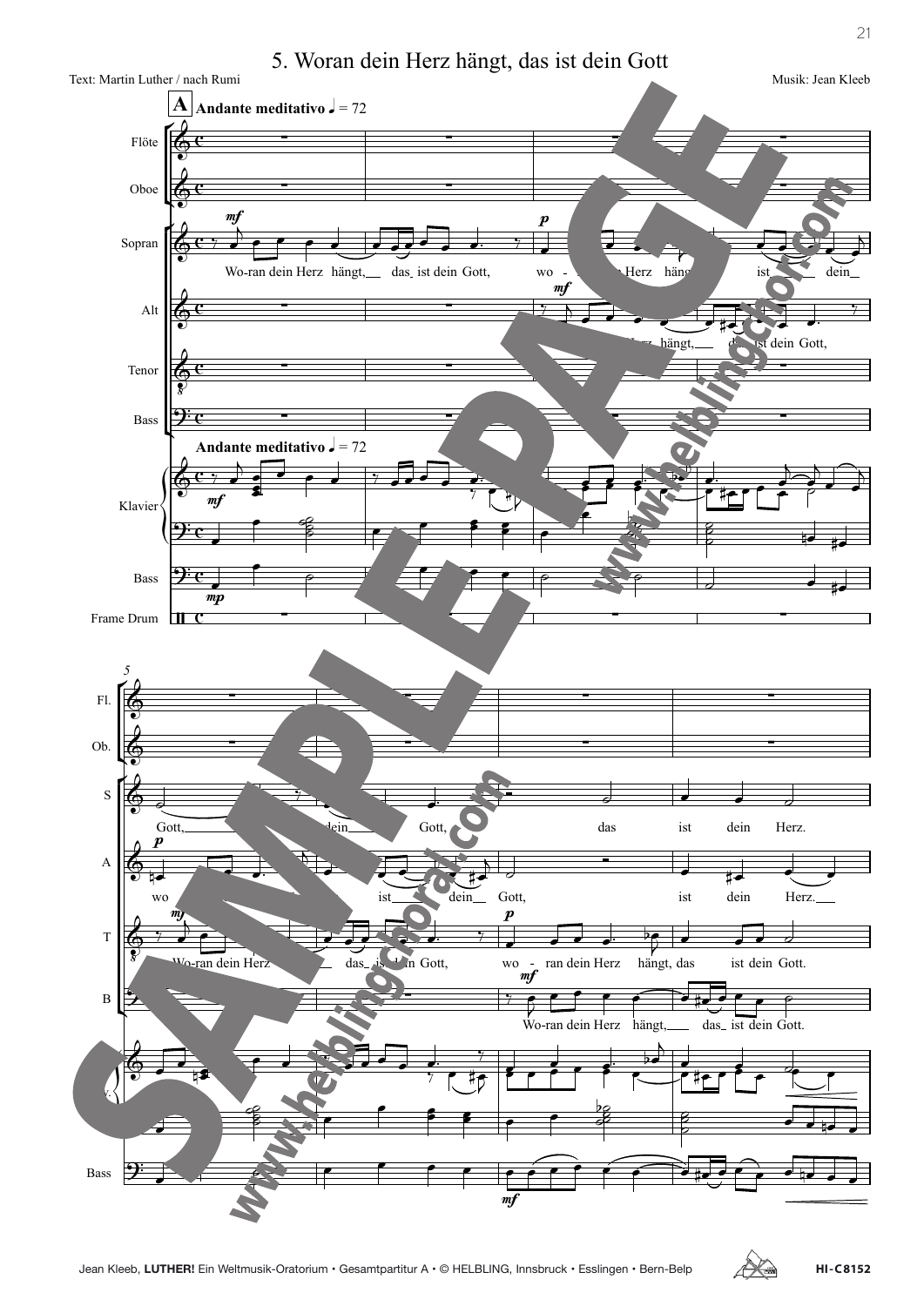# 5. Woran dein Herz hängt, das ist dein Gott

Text: Martin Luther / nach Rumi

Musik: Jean Kleeb

**A** **Andante meditativo** ♩ = 72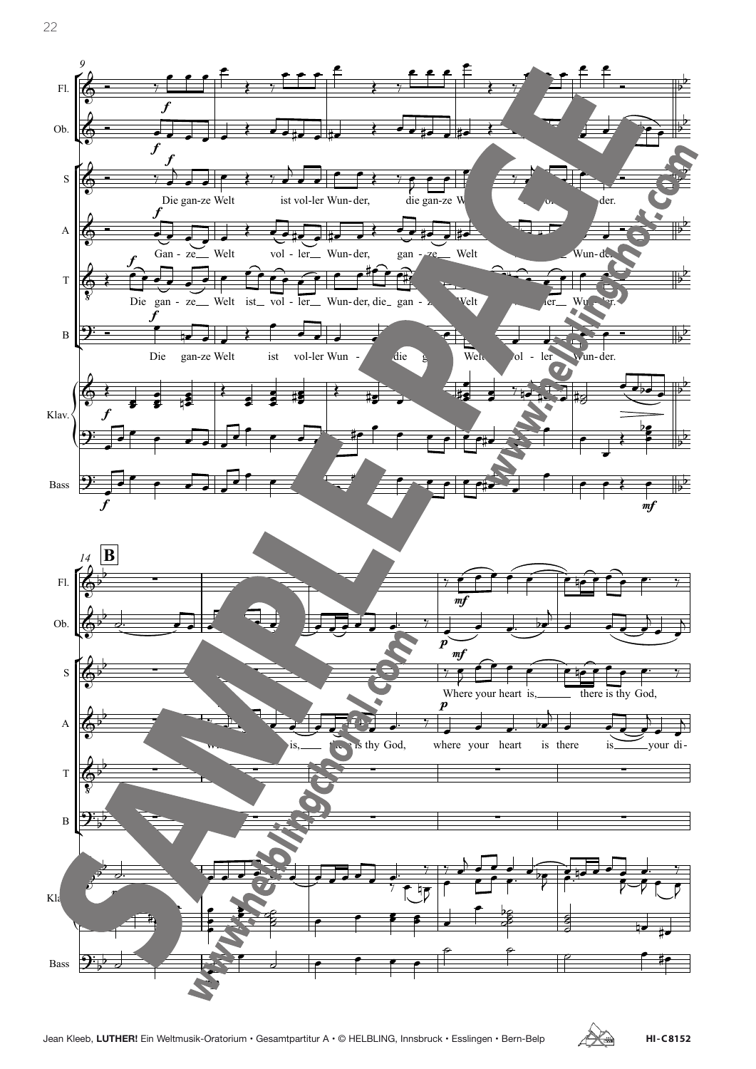9

Fl.

Ob.

S

Die gan-ze Welt ist vol-ler Wun-der, die gan-ze Welt ist vol-ler Wun-der.

A

Gan - ze Welt vol - ler Wun-der, gan - ze Welt vol - ler Wun-der.

T

Die gan - ze Welt ist vol - ler Wun-der, die gan - ze Welt ist vol - ler Wun-der.

B

Die gan-ze Welt ist vol-ler Wun - der, die gan-ze Welt ist vol - ler Wun-der.

Klav.

Bass

14 **B**

Fl.

Ob.

S

Where your heart is, there is thy God,

A

Where your heart is, there is thy God, where your heart is there is your di-

T

B

Klav.

Bass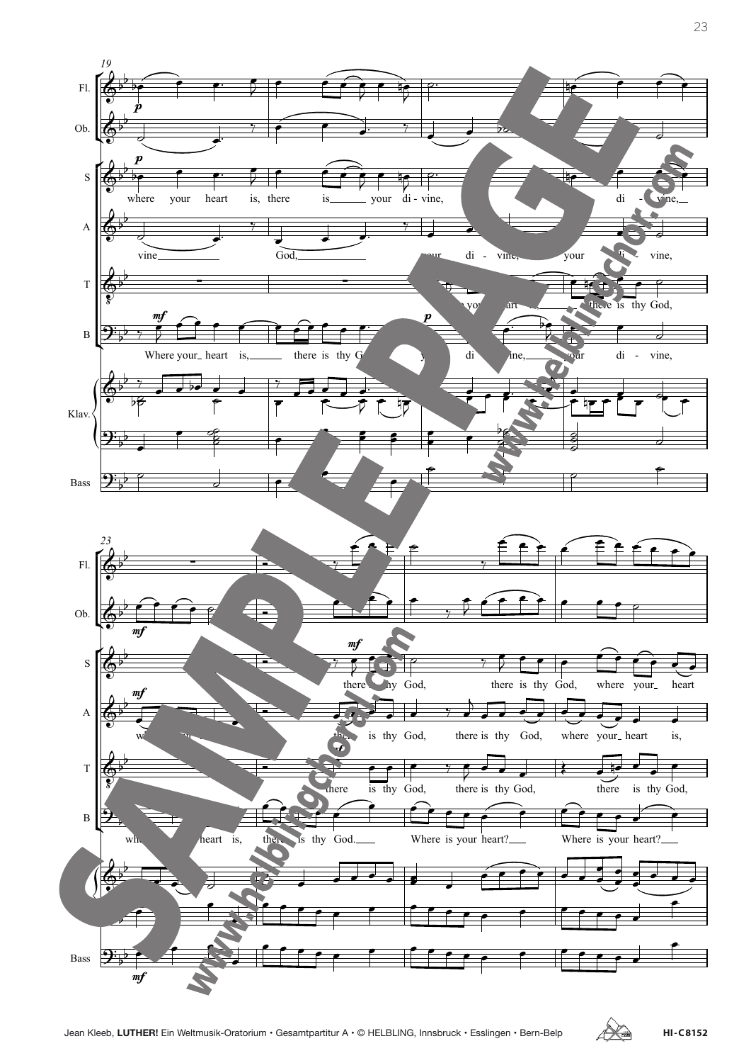**19**

Fl.
Ob.

S: where your heart is, there is your di - vine, di - vine,

A: vine God, your di - vine, your di - vine,

T: your heart is, there is thy God,

B: Where your heart is, there is thy God, your di - vine, your di - vine,

Klav.

Bass

**23**

Fl.
Ob.

S: there is thy God, there is thy God, where your heart

A: where your heart is, there is thy God, there is thy God, where your heart is,

T: there is thy God, there is thy God, there is thy God,

B: where your heart is, there is thy God. Where is your heart? Where is your heart?

Klav.

Bass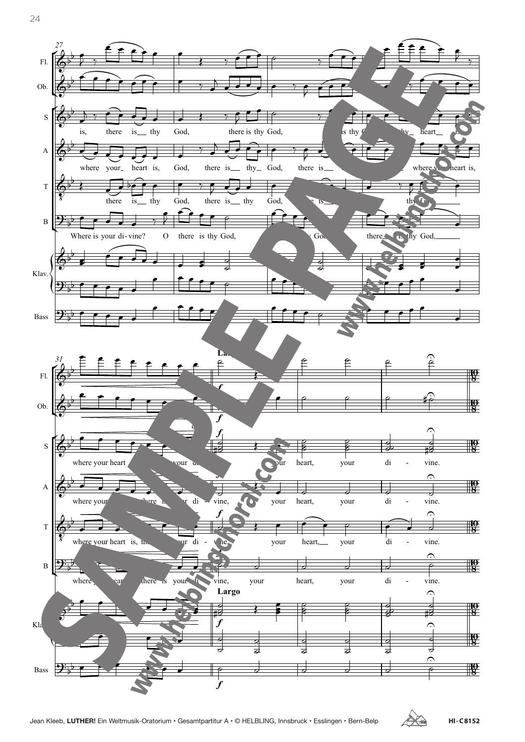27

**S:** is, there is thy God, there is thy God, … is thy G… … thy heart …

**A:** where your heart is, God, there is thy God, there is … where your heart is,

**T:** there is thy God, there is thy God, … is … thy God,

**B:** Where is your di-vine? O there is thy God, … God, there … is thy God,

31 — **Largo**

**S:** where your heart … your di-vine, your heart, your di - vine.

**A:** where your … there is your di - vine, your heart, your di - vine.

**T:** where your heart is, th… your di - vine, your heart, your di - vine.

**B:** where your heart … there is your di - vine, your heart, your di - vine.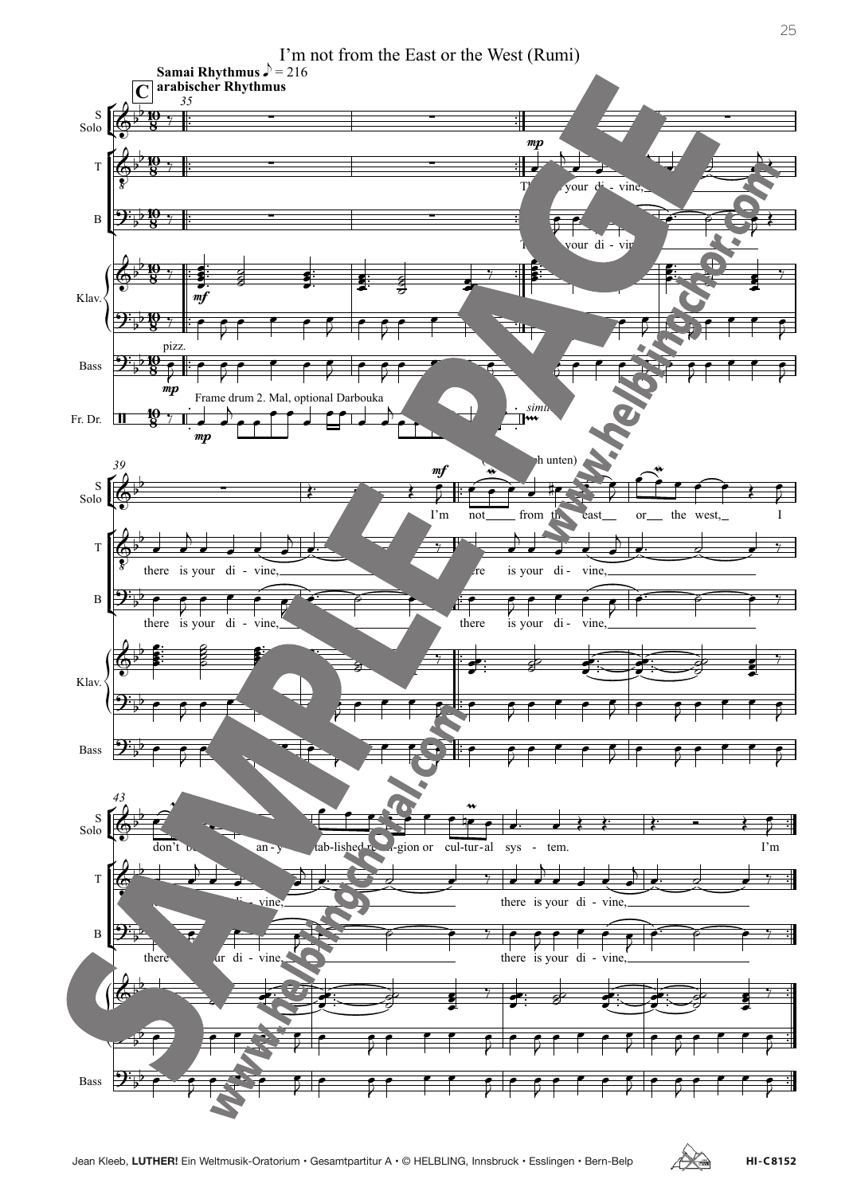# I'm not from the East or the West (Rumi)

**Samai Rhythmus** ♪ = 216
**arabischer Rhythmus**

**C**

S Solo
T
B
Klav.
Bass
Fr. Dr.

pizz.

Frame drum 2. Mal, optional Darbouka

*mp* *mf* *simile*

T: There is your di - vine,

B: There is your di - vine,

39

S Solo: I'm not from the east or the west, I

T: there is your di - vine, there is your di - vine,

B: there is your di - vine, there is your di - vine,

43

S Solo: don't be... an-y ...tab-lished re-li-gion or cul-tur-al sys - tem. I'm

T: ...di - vine, there is your di - vine,

B: there ...ur di - vine, there is your di - vine,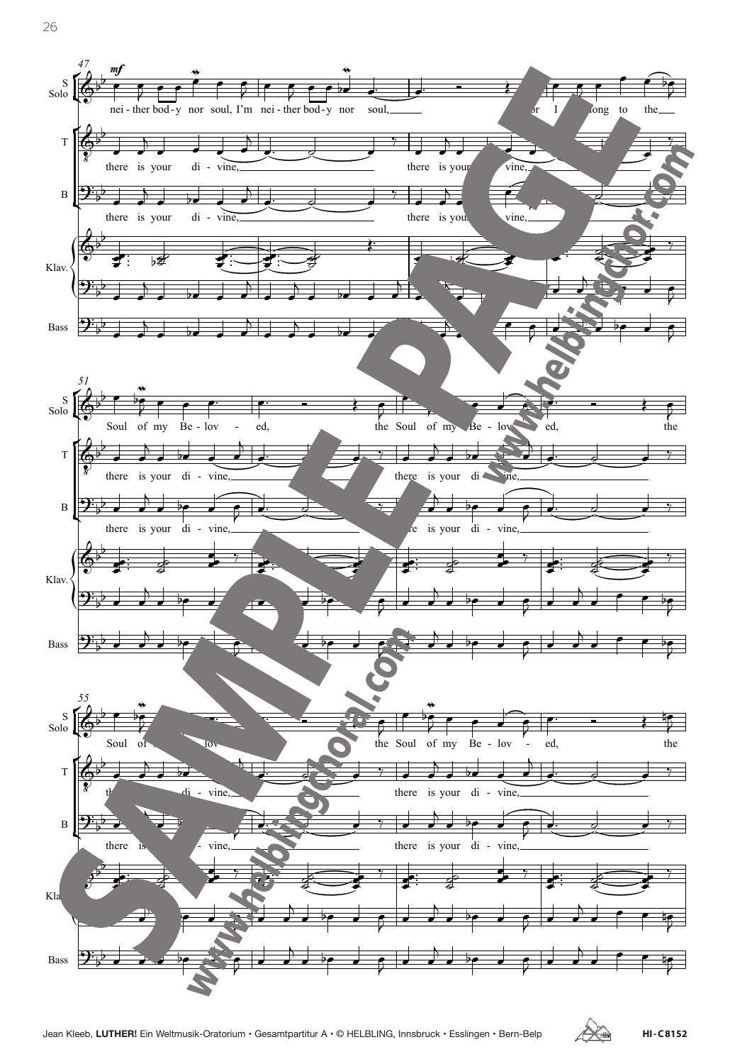**47**

S Solo (*mf*): nei - ther bod - y nor soul, I'm nei - ther bod - y nor soul, for I be - long to the

T: there is your di - vine, there is your di - vine,

B: there is your di - vine, there is your di - vine,

Klav.

Bass

**51**

S Solo: Soul of my Be - lov - ed, the Soul of my Be - lov - ed, the

T: there is your di - vine, there is your di - vine,

B: there is your di - vine, there is your di - vine,

Klav.

Bass

**55**

S Solo: Soul of my Be - lov - ed, the Soul of my Be - lov - ed, the

T: there is your di - vine, there is your di - vine,

B: there is your di - vine, there is your di - vine,

Klav.

Bass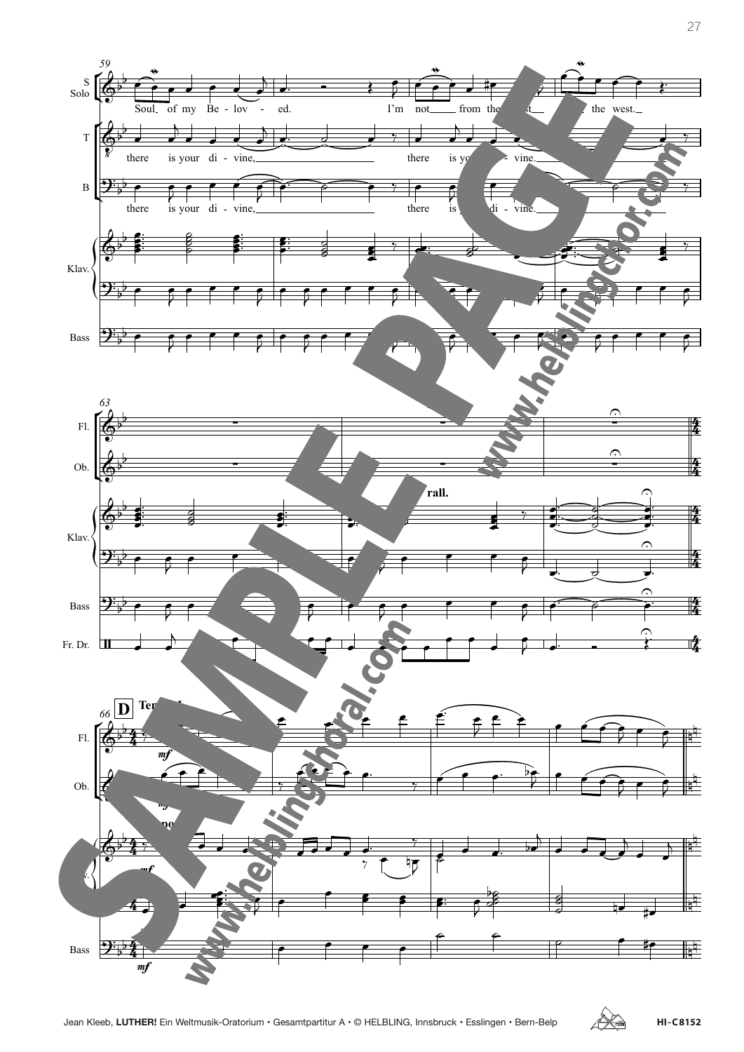S Solo: Soul of my Be - lov - ed. I'm not from the east, the west.

T: there is your di - vine, there is your di - vine.

B: there is your di - vine, there is your di - vine.

rall.

D Tempo I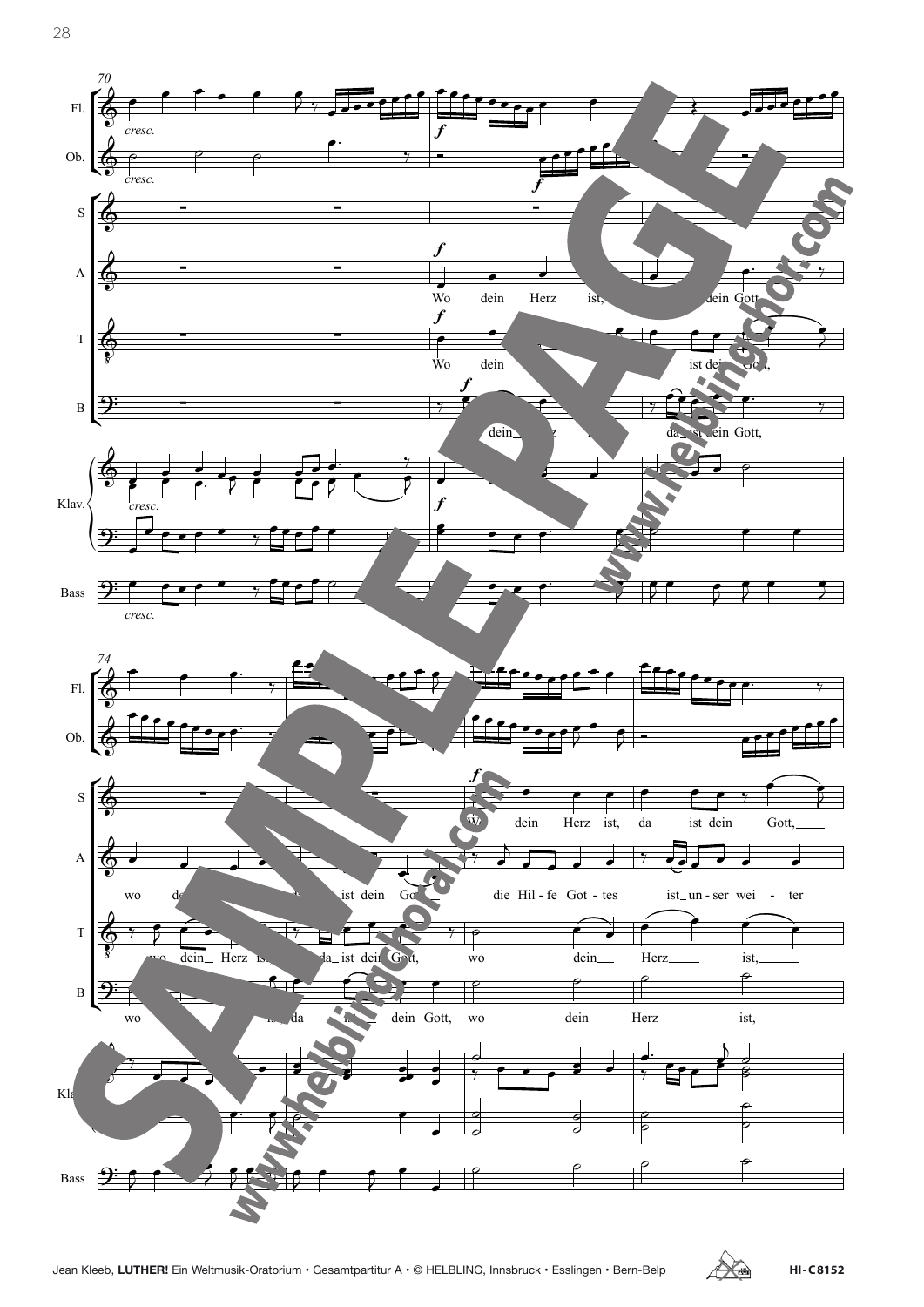Wo dein Herz ist, da ist dein Gott,

Wo dein Herz ist, da ist dein Gott, die Hil-fe Got-tes ist unser wei-ter

wo dein Herz ist, da ist dein Gott, wo dein Herz ist,